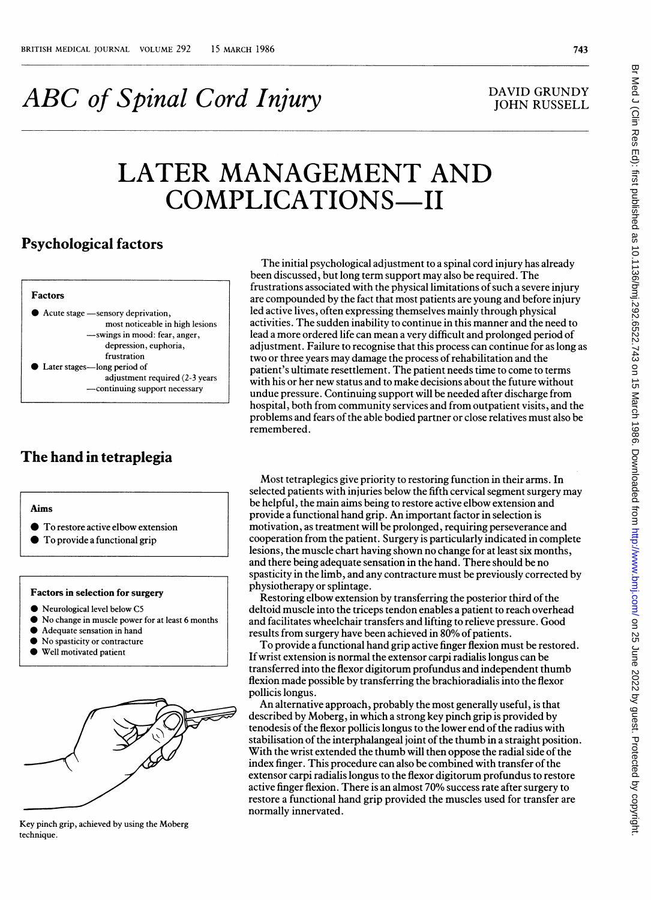# ABC of Spinal Cord Injury

DAVID GRUNDY
JOHN RUSSELL

# LATER MANAGEMENT AND COMPLICATIONS—II

## Psychological factors

**Factors**

- Acute stage —sensory deprivation, most noticeable in high lesions
  —swings in mood: fear, anger, depression, euphoria, frustration
- Later stages—long period of adjustment required (2-3 years
  —continuing support necessary

The initial psychological adjustment to a spinal cord injury has already been discussed, but long term support may also be required. The frustrations associated with the physical limitations of such a severe injury are compounded by the fact that most patients are young and before injury led active lives, often expressing themselves mainly through physical activities. The sudden inability to continue in this manner and the need to lead a more ordered life can mean a very difficult and prolonged period of adjustment. Failure to recognise that this process can continue for as long as two or three years may damage the process of rehabilitation and the patient's ultimate resettlement. The patient needs time to come to terms with his or her new status and to make decisions about the future without undue pressure. Continuing support will be needed after discharge from hospital, both from community services and from outpatient visits, and the problems and fears of the able bodied partner or close relatives must also be remembered.

## The hand in tetraplegia

**Aims**

- To restore active elbow extension
- To provide a functional grip

**Factors in selection for surgery**

- Neurological level below C5
- No change in muscle power for at least 6 months
- Adequate sensation in hand
- No spasticity or contracture
- Well motivated patient

Key pinch grip, achieved by using the Moberg technique.

Most tetraplegics give priority to restoring function in their arms. In selected patients with injuries below the fifth cervical segment surgery may be helpful, the main aims being to restore active elbow extension and provide a functional hand grip. An important factor in selection is motivation, as treatment will be prolonged, requiring perseverance and cooperation from the patient. Surgery is particularly indicated in complete lesions, the muscle chart having shown no change for at least six months, and there being adequate sensation in the hand. There should be no spasticity in the limb, and any contracture must be previously corrected by physiotherapy or splintage.

Restoring elbow extension by transferring the posterior third of the deltoid muscle into the triceps tendon enables a patient to reach overhead and facilitates wheelchair transfers and lifting to relieve pressure. Good results from surgery have been achieved in 80% of patients.

To provide a functional hand grip active finger flexion must be restored. If wrist extension is normal the extensor carpi radialis longus can be transferred into the flexor digitorum profundus and independent thumb flexion made possible by transferring the brachioradialis into the flexor pollicis longus.

An alternative approach, probably the most generally useful, is that described by Moberg, in which a strong key pinch grip is provided by tenodesis of the flexor pollicis longus to the lower end of the radius with stabilisation of the interphalangeal joint of the thumb in a straight position. With the wrist extended the thumb will then oppose the radial side of the index finger. This procedure can also be combined with transfer of the extensor carpi radialis longus to the flexor digitorum profundus to restore active finger flexion. There is an almost 70% success rate after surgery to restore a functional hand grip provided the muscles used for transfer are normally innervated.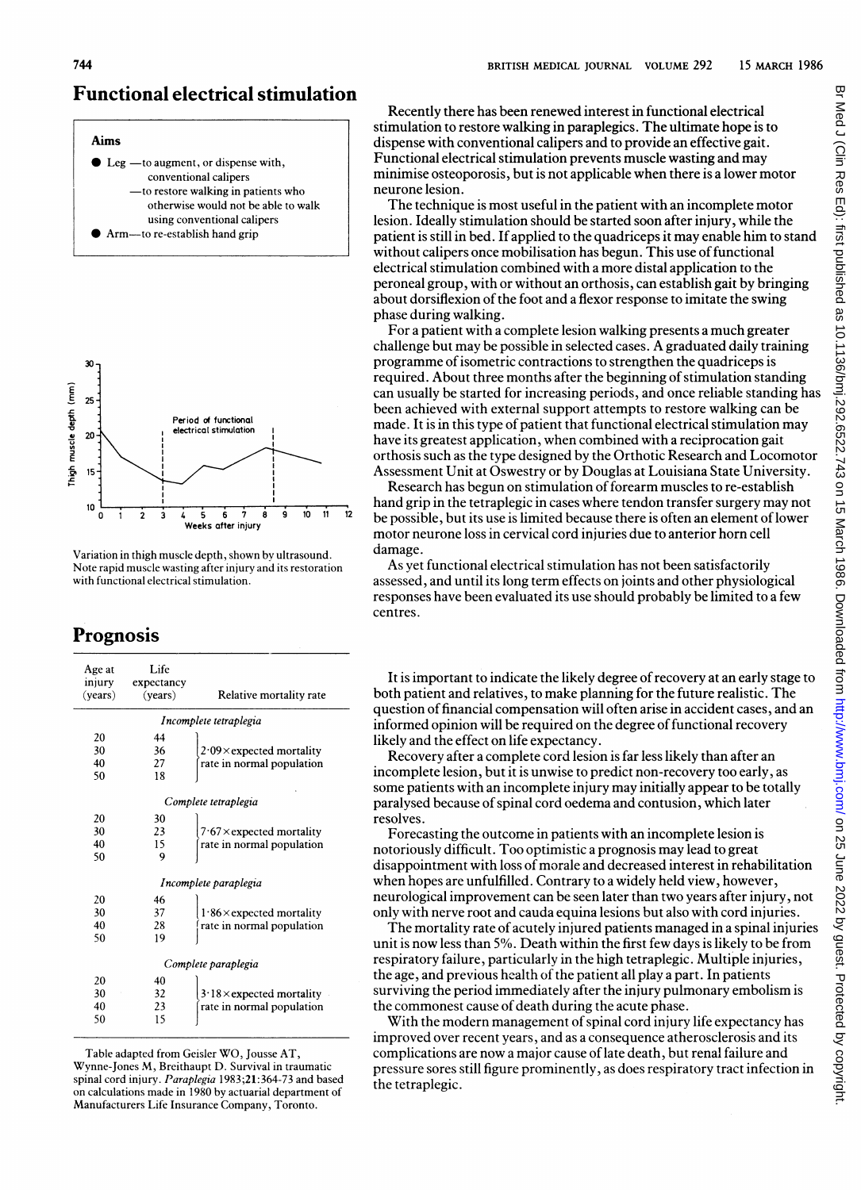# Functional electrical stimulation

**Aims**

- Leg —to augment, or dispense with, conventional calipers
  —to restore walking in patients who otherwise would not be able to walk using conventional calipers
- Arm—to re-establish hand grip

Thigh muscle depth (mm)
30
25
20
15
10
Period of functional electrical stimulation
0 1 2 3 4 5 6 7 8 9 10 11 12
Weeks after injury

Variation in thigh muscle depth, shown by ultrasound. Note rapid muscle wasting after injury and its restoration with functional electrical stimulation.

Recently there has been renewed interest in functional electrical stimulation to restore walking in paraplegics. The ultimate hope is to dispense with conventional calipers and to provide an effective gait. Functional electrical stimulation prevents muscle wasting and may minimise osteoporosis, but is not applicable when there is a lower motor neurone lesion.

The technique is most useful in the patient with an incomplete motor lesion. Ideally stimulation should be started soon after injury, while the patient is still in bed. If applied to the quadriceps it may enable him to stand without calipers once mobilisation has begun. This use of functional electrical stimulation combined with a more distal application to the peroneal group, with or without an orthosis, can establish gait by bringing about dorsiflexion of the foot and a flexor response to imitate the swing phase during walking.

For a patient with a complete lesion walking presents a much greater challenge but may be possible in selected cases. A graduated daily training programme of isometric contractions to strengthen the quadriceps is required. About three months after the beginning of stimulation standing can usually be started for increasing periods, and once reliable standing has been achieved with external support attempts to restore walking can be made. It is in this type of patient that functional electrical stimulation may have its greatest application, when combined with a reciprocation gait orthosis such as the type designed by the Orthotic Research and Locomotor Assessment Unit at Oswestry or by Douglas at Louisiana State University.

Research has begun on stimulation of forearm muscles to re-establish hand grip in the tetraplegic in cases where tendon transfer surgery may not be possible, but its use is limited because there is often an element of lower motor neurone loss in cervical cord injuries due to anterior horn cell damage.

As yet functional electrical stimulation has not been satisfactorily assessed, and until its long term effects on joints and other physiological responses have been evaluated its use should probably be limited to a few centres.

# Prognosis

| Age at injury (years) | Life expectancy (years) | Relative mortality rate |
|---|---|---|
| *Incomplete tetraplegia* | | |
| 20 | 44 | 2·09 × expected mortality rate in normal population |
| 30 | 36 | |
| 40 | 27 | |
| 50 | 18 | |
| *Complete tetraplegia* | | |
| 20 | 30 | 7·67 × expected mortality rate in normal population |
| 30 | 23 | |
| 40 | 15 | |
| 50 | 9 | |
| *Incomplete paraplegia* | | |
| 20 | 46 | 1·86 × expected mortality rate in normal population |
| 30 | 37 | |
| 40 | 28 | |
| 50 | 19 | |
| *Complete paraplegia* | | |
| 20 | 40 | 3·18 × expected mortality rate in normal population |
| 30 | 32 | |
| 40 | 23 | |
| 50 | 15 | |

Table adapted from Geisler WO, Jousse AT, Wynne-Jones M, Breithaupt D. Survival in traumatic spinal cord injury. *Paraplegia* 1983;**21**:364-73 and based on calculations made in 1980 by actuarial department of Manufacturers Life Insurance Company, Toronto.

It is important to indicate the likely degree of recovery at an early stage to both patient and relatives, to make planning for the future realistic. The question of financial compensation will often arise in accident cases, and an informed opinion will be required on the degree of functional recovery likely and the effect on life expectancy.

Recovery after a complete cord lesion is far less likely than after an incomplete lesion, but it is unwise to predict non-recovery too early, as some patients with an incomplete injury may initially appear to be totally paralysed because of spinal cord oedema and contusion, which later resolves.

Forecasting the outcome in patients with an incomplete lesion is notoriously difficult. Too optimistic a prognosis may lead to great disappointment with loss of morale and decreased interest in rehabilitation when hopes are unfulfilled. Contrary to a widely held view, however, neurological improvement can be seen later than two years after injury, not only with nerve root and cauda equina lesions but also with cord injuries.

The mortality rate of acutely injured patients managed in a spinal injuries unit is now less than 5%. Death within the first few days is likely to be from respiratory failure, particularly in the high tetraplegic. Multiple injuries, the age, and previous health of the patient all play a part. In patients surviving the period immediately after the injury pulmonary embolism is the commonest cause of death during the acute phase.

With the modern management of spinal cord injury life expectancy has improved over recent years, and as a consequence atherosclerosis and its complications are now a major cause of late death, but renal failure and pressure sores still figure prominently, as does respiratory tract infection in the tetraplegic.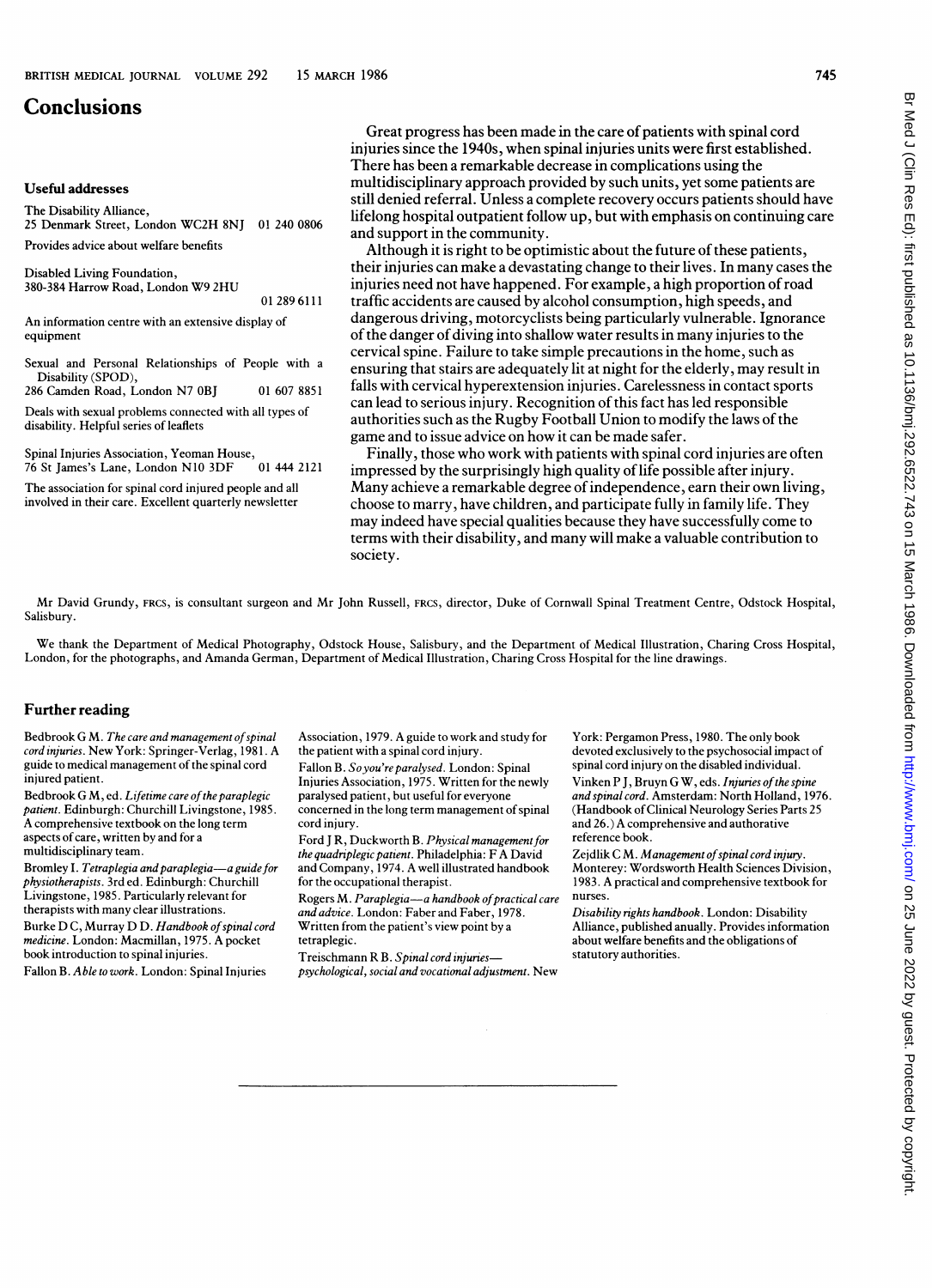# Conclusions

## Useful addresses

The Disability Alliance,
25 Denmark Street, London WC2H 8NJ 01 240 0806

Provides advice about welfare benefits

Disabled Living Foundation,
380-384 Harrow Road, London W9 2HU 01 289 6111

An information centre with an extensive display of equipment

Sexual and Personal Relationships of People with a Disability (SPOD),
286 Camden Road, London N7 0BJ 01 607 8851

Deals with sexual problems connected with all types of disability. Helpful series of leaflets

Spinal Injuries Association, Yeoman House,
76 St James's Lane, London N10 3DF 01 444 2121

The association for spinal cord injured people and all involved in their care. Excellent quarterly newsletter

Great progress has been made in the care of patients with spinal cord injuries since the 1940s, when spinal injuries units were first established. There has been a remarkable decrease in complications using the multidisciplinary approach provided by such units, yet some patients are still denied referral. Unless a complete recovery occurs patients should have lifelong hospital outpatient follow up, but with emphasis on continuing care and support in the community.

Although it is right to be optimistic about the future of these patients, their injuries can make a devastating change to their lives. In many cases the injuries need not have happened. For example, a high proportion of road traffic accidents are caused by alcohol consumption, high speeds, and dangerous driving, motorcyclists being particularly vulnerable. Ignorance of the danger of diving into shallow water results in many injuries to the cervical spine. Failure to take simple precautions in the home, such as ensuring that stairs are adequately lit at night for the elderly, may result in falls with cervical hyperextension injuries. Carelessness in contact sports can lead to serious injury. Recognition of this fact has led responsible authorities such as the Rugby Football Union to modify the laws of the game and to issue advice on how it can be made safer.

Finally, those who work with patients with spinal cord injuries are often impressed by the surprisingly high quality of life possible after injury. Many achieve a remarkable degree of independence, earn their own living, choose to marry, have children, and participate fully in family life. They may indeed have special qualities because they have successfully come to terms with their disability, and many will make a valuable contribution to society.

Mr David Grundy, FRCS, is consultant surgeon and Mr John Russell, FRCS, director, Duke of Cornwall Spinal Treatment Centre, Odstock Hospital, Salisbury.

We thank the Department of Medical Photography, Odstock House, Salisbury, and the Department of Medical Illustration, Charing Cross Hospital, London, for the photographs, and Amanda German, Department of Medical Illustration, Charing Cross Hospital for the line drawings.

## Further reading

Bedbrook G M. *The care and management of spinal cord injuries*. New York: Springer-Verlag, 1981. A guide to medical management of the spinal cord injured patient.

Bedbrook G M, ed. *Lifetime care of the paraplegic patient*. Edinburgh: Churchill Livingstone, 1985. A comprehensive textbook on the long term aspects of care, written by and for a multidisciplinary team.

Bromley I. *Tetraplegia and paraplegia—a guide for physiotherapists*. 3rd ed. Edinburgh: Churchill Livingstone, 1985. Particularly relevant for therapists with many clear illustrations.

Burke D C, Murray D D. *Handbook of spinal cord medicine*. London: Macmillan, 1975. A pocket book introduction to spinal injuries.

Fallon B. *Able to work*. London: Spinal Injuries Association, 1979. A guide to work and study for the patient with a spinal cord injury.

Fallon B. *So you're paralysed*. London: Spinal Injuries Association, 1975. Written for the newly paralysed patient, but useful for everyone concerned in the long term management of spinal cord injury.

Ford J R, Duckworth B. *Physical management for the quadriplegic patient*. Philadelphia: F A David and Company, 1974. A well illustrated handbook for the occupational therapist.

Rogers M. *Paraplegia—a handbook of practical care and advice*. London: Faber and Faber, 1978. Written from the patient's view point by a tetraplegic.

Treischmann R B. *Spinal cord injuries—psychological, social and vocational adjustment*. New York: Pergamon Press, 1980. The only book devoted exclusively to the psychosocial impact of spinal cord injury on the disabled individual.

Vinken P J, Bruyn G W, eds. *Injuries of the spine and spinal cord*. Amsterdam: North Holland, 1976. (Handbook of Clinical Neurology Series Parts 25 and 26.) A comprehensive and authorative reference book.

Zejdlik C M. *Management of spinal cord injury*. Monterey: Wordsworth Health Sciences Division, 1983. A practical and comprehensive textbook for nurses.

*Disability rights handbook*. London: Disability Alliance, published anually. Provides information about welfare benefits and the obligations of statutory authorities.